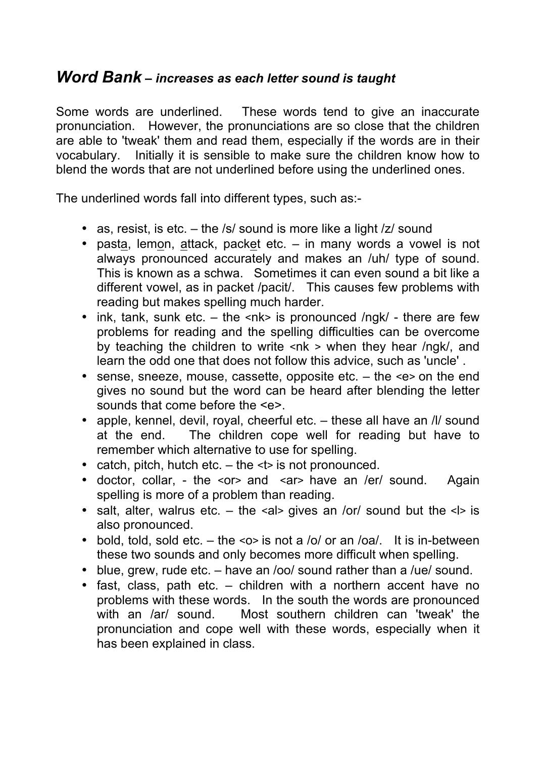## ***Word Bank** – increases as each letter sound is taught*

Some words are underlined. These words tend to give an inaccurate pronunciation. However, the pronunciations are so close that the children are able to 'tweak' them and read them, especially if the words are in their vocabulary. Initially it is sensible to make sure the children know how to blend the words that are not underlined before using the underlined ones.

The underlined words fall into different types, such as:-

- as, resist, is etc. – the /s/ sound is more like a light /z/ sound
- past<u>a</u>, lem<u>o</u>n, <u>a</u>ttack, pack<u>e</u>t etc. – in many words a vowel is not always pronounced accurately and makes an /uh/ type of sound. This is known as a schwa. Sometimes it can even sound a bit like a different vowel, as in packet /pacit/. This causes few problems with reading but makes spelling much harder.
- ink, tank, sunk etc. – the <nk> is pronounced /ngk/ - there are few problems for reading and the spelling difficulties can be overcome by teaching the children to write <nk > when they hear /ngk/, and learn the odd one that does not follow this advice, such as 'uncle' .
- sense, sneeze, mouse, cassette, opposite etc. – the <e> on the end gives no sound but the word can be heard after blending the letter sounds that come before the <e>.
- apple, kennel, devil, royal, cheerful etc. – these all have an /l/ sound at the end. The children cope well for reading but have to remember which alternative to use for spelling.
- catch, pitch, hutch etc. – the <t> is not pronounced.
- doctor, collar, - the <or> and <ar> have an /er/ sound. Again spelling is more of a problem than reading.
- salt, alter, walrus etc. – the <al> gives an /or/ sound but the <l> is also pronounced.
- bold, told, sold etc. – the <o> is not a /o/ or an /oa/. It is in-between these two sounds and only becomes more difficult when spelling.
- blue, grew, rude etc. – have an /oo/ sound rather than a /ue/ sound.
- fast, class, path etc. – children with a northern accent have no problems with these words. In the south the words are pronounced with an /ar/ sound. Most southern children can 'tweak' the pronunciation and cope well with these words, especially when it has been explained in class.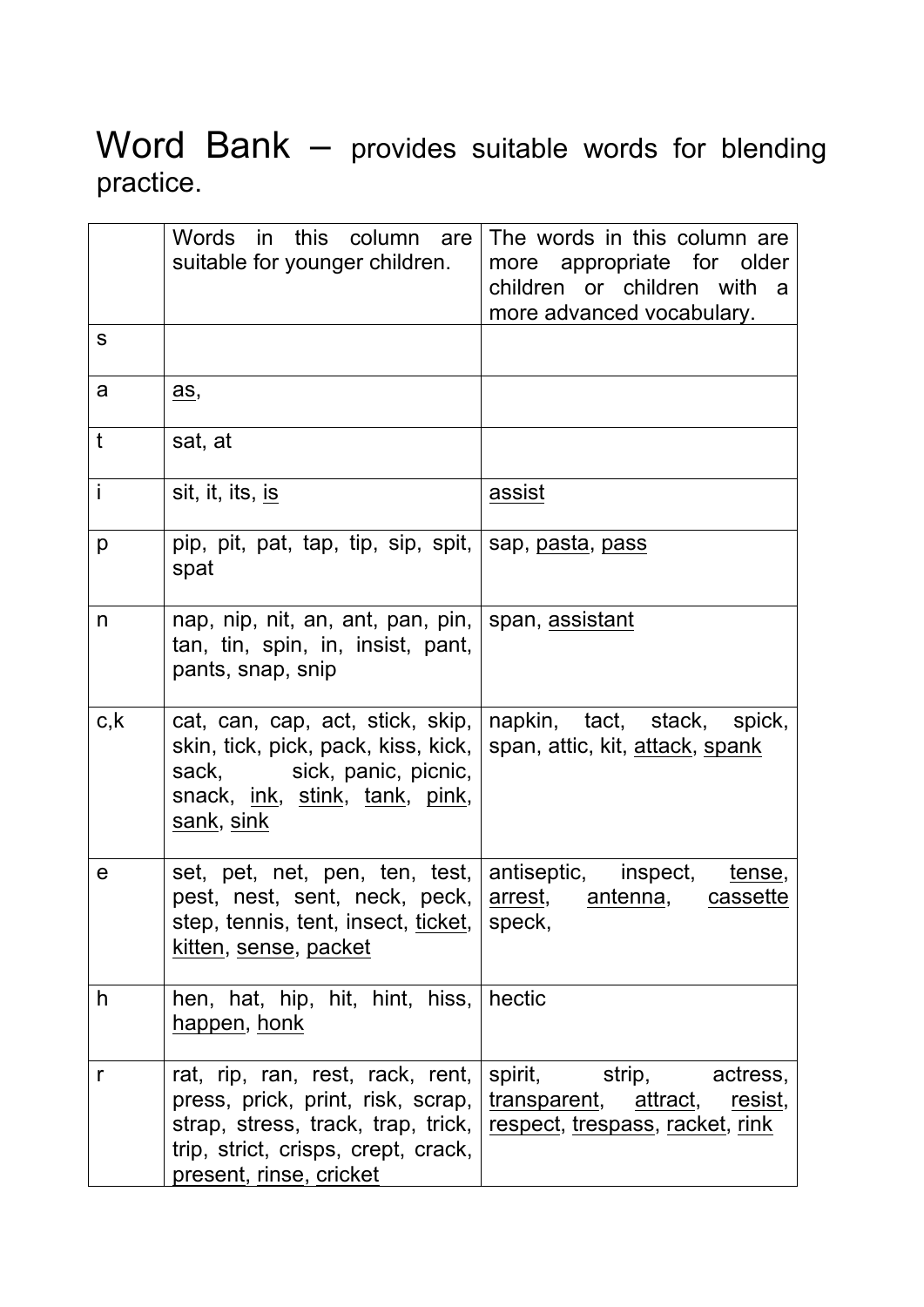# Word Bank – provides suitable words for blending practice.

| | Words in this column are suitable for younger children. | The words in this column are more appropriate for older children or children with a more advanced vocabulary. |
|---|---|---|
| s | | |
| a | <u>as</u>, | |
| t | sat, at | |
| i | sit, it, its, <u>is</u> | <u>assist</u> |
| p | pip, pit, pat, tap, tip, sip, spit, spat | sap, <u>pasta</u>, <u>pass</u> |
| n | nap, nip, nit, an, ant, pan, pin, tan, tin, spin, in, insist, pant, pants, snap, snip | span, <u>assistant</u> |
| c,k | cat, can, cap, act, stick, skip, skin, tick, pick, pack, kiss, kick, sack, sick, panic, picnic, snack, <u>ink</u>, <u>stink</u>, <u>tank</u>, <u>pink</u>, <u>sank</u>, <u>sink</u> | napkin, tact, stack, spick, span, attic, kit, <u>attack</u>, <u>spank</u> |
| e | set, pet, net, pen, ten, test, pest, nest, sent, neck, peck, step, tennis, tent, insect, <u>ticket</u>, <u>kitten</u>, <u>sense</u>, <u>packet</u> | antiseptic, inspect, <u>tense</u>, <u>arrest</u>, <u>antenna</u>, <u>cassette</u> speck, |
| h | hen, hat, hip, hit, hint, hiss, <u>happen</u>, <u>honk</u> | hectic |
| r | rat, rip, ran, rest, rack, rent, press, prick, print, risk, scrap, strap, stress, track, trap, trick, trip, strict, crisps, crept, crack, <u>present</u>, <u>rinse</u>, <u>cricket</u> | spirit, strip, actress, <u>transparent</u>, <u>attract</u>, <u>resist</u>, <u>respect</u>, <u>trespass</u>, <u>racket</u>, <u>rink</u> |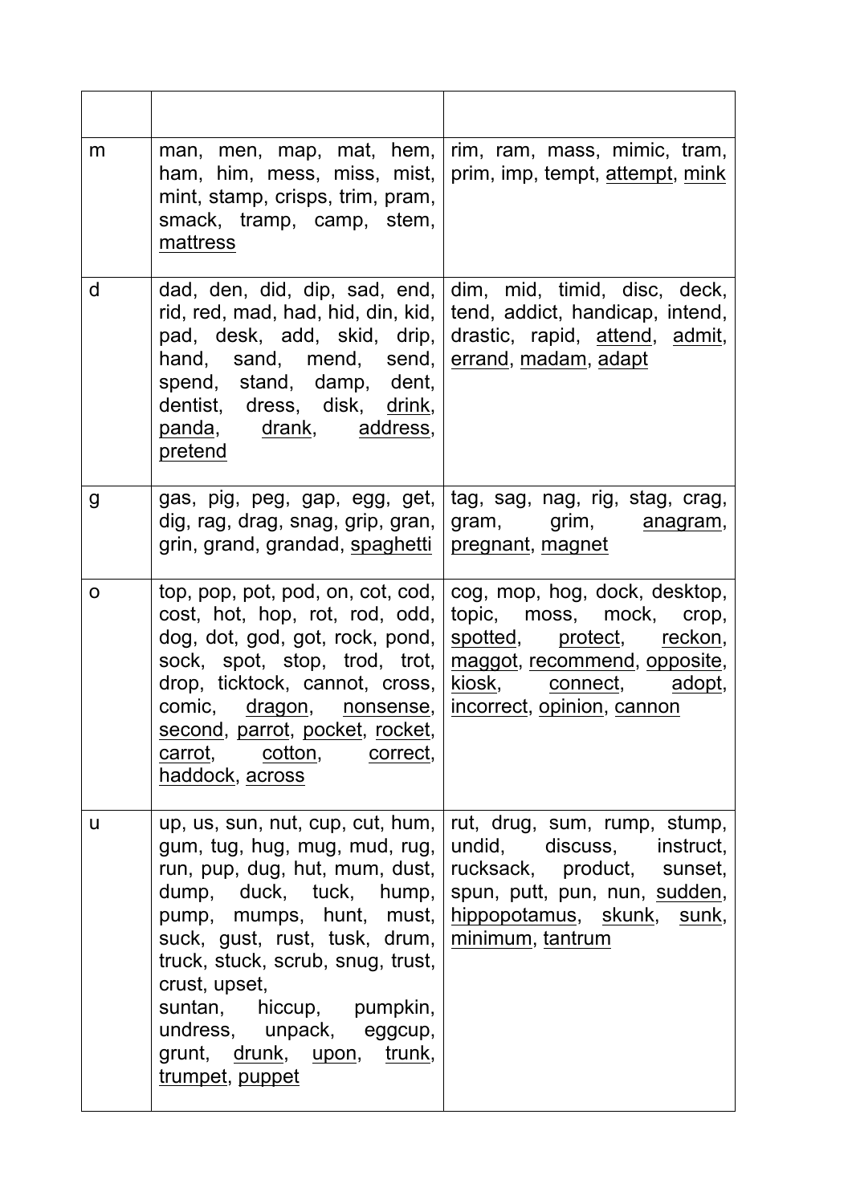| | | |
|---|---|---|
| m | man, men, map, mat, hem, ham, him, mess, miss, mist, mint, stamp, crisps, trim, pram, smack, tramp, camp, stem, <u>mattress</u> | rim, ram, mass, mimic, tram, prim, imp, tempt, <u>attempt</u>, <u>mink</u> |
| d | dad, den, did, dip, sad, end, rid, red, mad, had, hid, din, kid, pad, desk, add, skid, drip, hand, sand, mend, send, spend, stand, damp, dent, dentist, dress, disk, <u>drink</u>, <u>panda</u>, <u>drank</u>, <u>address</u>, <u>pretend</u> | dim, mid, timid, disc, deck, tend, addict, handicap, intend, drastic, rapid, <u>attend</u>, <u>admit</u>, <u>errand</u>, <u>madam</u>, <u>adapt</u> |
| g | gas, pig, peg, gap, egg, get, dig, rag, drag, snag, grip, gran, grin, grand, grandad, <u>spaghetti</u> | tag, sag, nag, rig, stag, crag, gram, grim, <u>anagram</u>, <u>pregnant</u>, <u>magnet</u> |
| o | top, pop, pot, pod, on, cot, cod, cost, hot, hop, rot, rod, odd, dog, dot, god, got, rock, pond, sock, spot, stop, trod, trot, drop, ticktock, cannot, cross, comic, <u>dragon</u>, <u>nonsense</u>, <u>second</u>, <u>parrot</u>, <u>pocket</u>, <u>rocket</u>, <u>carrot</u>, <u>cotton</u>, <u>correct</u>, <u>haddock</u>, <u>across</u> | cog, mop, hog, dock, desktop, topic, moss, mock, crop, <u>spotted</u>, <u>protect</u>, <u>reckon</u>, <u>maggot</u>, <u>recommend</u>, <u>opposite</u>, <u>kiosk</u>, <u>connect</u>, <u>adopt</u>, <u>incorrect</u>, <u>opinion</u>, <u>cannon</u> |
| u | up, us, sun, nut, cup, cut, hum, gum, tug, hug, mug, mud, rug, run, pup, dug, hut, mum, dust, dump, duck, tuck, hump, pump, mumps, hunt, must, suck, gust, rust, tusk, drum, truck, stuck, scrub, snug, trust, crust, upset, suntan, hiccup, pumpkin, undress, unpack, eggcup, grunt, <u>drunk</u>, <u>upon</u>, <u>trunk</u>, <u>trumpet</u>, <u>puppet</u> | rut, drug, sum, rump, stump, undid, discuss, instruct, rucksack, product, sunset, spun, putt, pun, nun, <u>sudden</u>, <u>hippopotamus</u>, <u>skunk</u>, <u>sunk</u>, <u>minimum</u>, <u>tantrum</u> |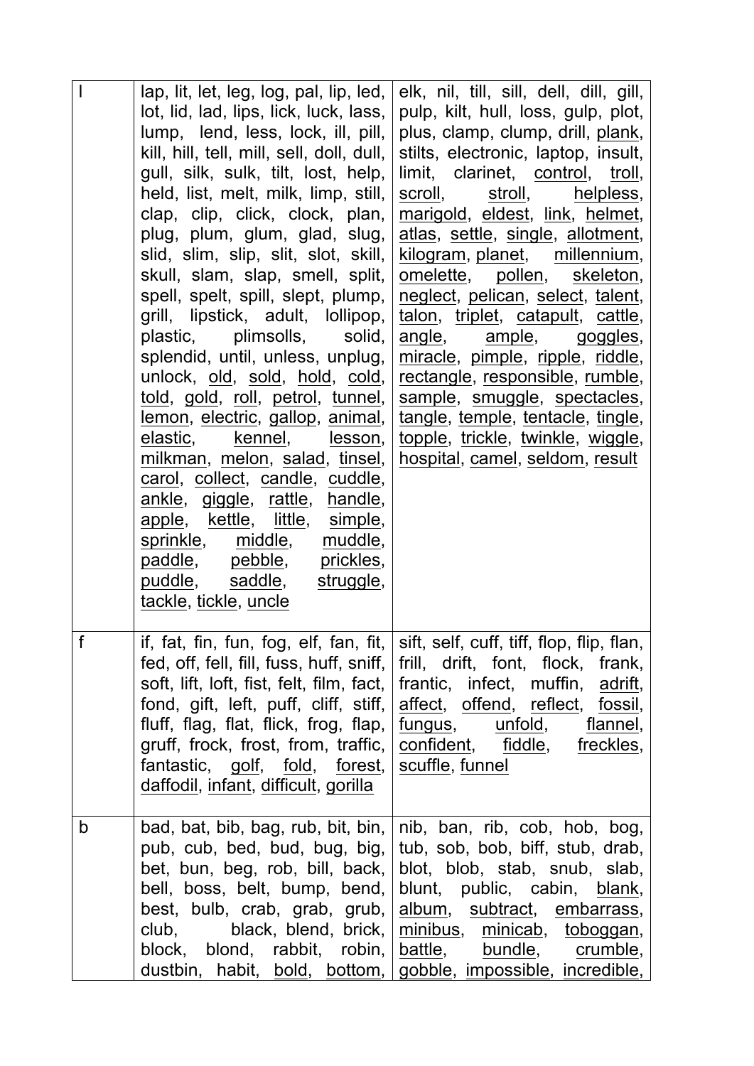| | | |
|---|---|---|
| l | lap, lit, let, leg, log, pal, lip, led, lot, lid, lad, lips, lick, luck, lass, lump, lend, less, lock, ill, pill, kill, hill, tell, mill, sell, doll, dull, gull, silk, sulk, tilt, lost, help, held, list, melt, milk, limp, still, clap, clip, click, clock, plan, plug, plum, glum, glad, slug, slid, slim, slip, slit, slot, skill, skull, slam, slap, smell, split, spell, spelt, spill, slept, plump, grill, lipstick, adult, lollipop, plastic, plimsolls, solid, splendid, until, unless, unplug, unlock, <u>old</u>, <u>sold</u>, <u>hold</u>, <u>cold</u>, <u>told</u>, <u>gold</u>, <u>roll</u>, <u>petrol</u>, <u>tunnel</u>, <u>lemon</u>, <u>electric</u>, <u>gallop</u>, <u>animal</u>, <u>elastic</u>, <u>kennel</u>, <u>lesson</u>, <u>milkman</u>, <u>melon</u>, <u>salad</u>, <u>tinsel</u>, <u>carol</u>, <u>collect</u>, <u>candle</u>, <u>cuddle</u>, <u>ankle</u>, <u>giggle</u>, <u>rattle</u>, <u>handle</u>, <u>apple</u>, <u>kettle</u>, <u>little</u>, <u>simple</u>, <u>sprinkle</u>, <u>middle</u>, <u>muddle</u>, <u>paddle</u>, <u>pebble</u>, <u>prickles</u>, <u>puddle</u>, <u>saddle</u>, <u>struggle</u>, <u>tackle</u>, <u>tickle</u>, <u>uncle</u> | elk, nil, till, sill, dell, dill, gill, pulp, kilt, hull, loss, gulp, plot, plus, clamp, clump, drill, <u>plank</u>, stilts, electronic, laptop, insult, limit, clarinet, <u>control</u>, <u>troll</u>, <u>scroll</u>, <u>stroll</u>, <u>helpless</u>, <u>marigold</u>, <u>eldest</u>, <u>link</u>, <u>helmet</u>, <u>atlas</u>, <u>settle</u>, <u>single</u>, <u>allotment</u>, <u>kilogram</u>, <u>planet</u>, <u>millennium</u>, <u>omelette</u>, <u>pollen</u>, <u>skeleton</u>, <u>neglect</u>, <u>pelican</u>, <u>select</u>, <u>talent</u>, <u>talon</u>, <u>triplet</u>, <u>catapult</u>, <u>cattle</u>, <u>angle</u>, <u>ample</u>, <u>goggles</u>, <u>miracle</u>, <u>pimple</u>, <u>ripple</u>, <u>riddle</u>, <u>rectangle</u>, <u>responsible</u>, <u>rumble</u>, <u>sample</u>, <u>smuggle</u>, <u>spectacles</u>, <u>tangle</u>, <u>temple</u>, <u>tentacle</u>, <u>tingle</u>, <u>topple</u>, <u>trickle</u>, <u>twinkle</u>, <u>wiggle</u>, <u>hospital</u>, <u>camel</u>, <u>seldom</u>, <u>result</u> |
| f | if, fat, fin, fun, fog, elf, fan, fit, fed, off, fell, fill, fuss, huff, sniff, soft, lift, loft, fist, felt, film, fact, fond, gift, left, puff, cliff, stiff, fluff, flag, flat, flick, frog, flap, gruff, frock, frost, from, traffic, fantastic, <u>golf</u>, <u>fold</u>, <u>forest</u>, <u>daffodil</u>, <u>infant</u>, <u>difficult</u>, <u>gorilla</u> | sift, self, cuff, tiff, flop, flip, flan, frill, drift, font, flock, frank, frantic, infect, muffin, <u>adrift</u>, <u>affect</u>, <u>offend</u>, <u>reflect</u>, <u>fossil</u>, <u>fungus</u>, <u>unfold</u>, <u>flannel</u>, <u>confident</u>, <u>fiddle</u>, <u>freckles</u>, <u>scuffle</u>, <u>funnel</u> |
| b | bad, bat, bib, bag, rub, bit, bin, pub, cub, bed, bud, bug, big, bet, bun, beg, rob, bill, back, bell, boss, belt, bump, bend, best, bulb, crab, grab, grub, club, black, blend, brick, block, blond, rabbit, robin, dustbin, habit, <u>bold</u>, <u>bottom</u>, | nib, ban, rib, cob, hob, bog, tub, sob, bob, biff, stub, drab, blot, blob, stab, snub, slab, blunt, public, cabin, <u>blank</u>, <u>album</u>, <u>subtract</u>, <u>embarrass</u>, <u>minibus</u>, <u>minicab</u>, <u>toboggan</u>, <u>battle</u>, <u>bundle</u>, <u>crumble</u>, <u>gobble</u>, <u>impossible</u>, <u>incredible</u>, |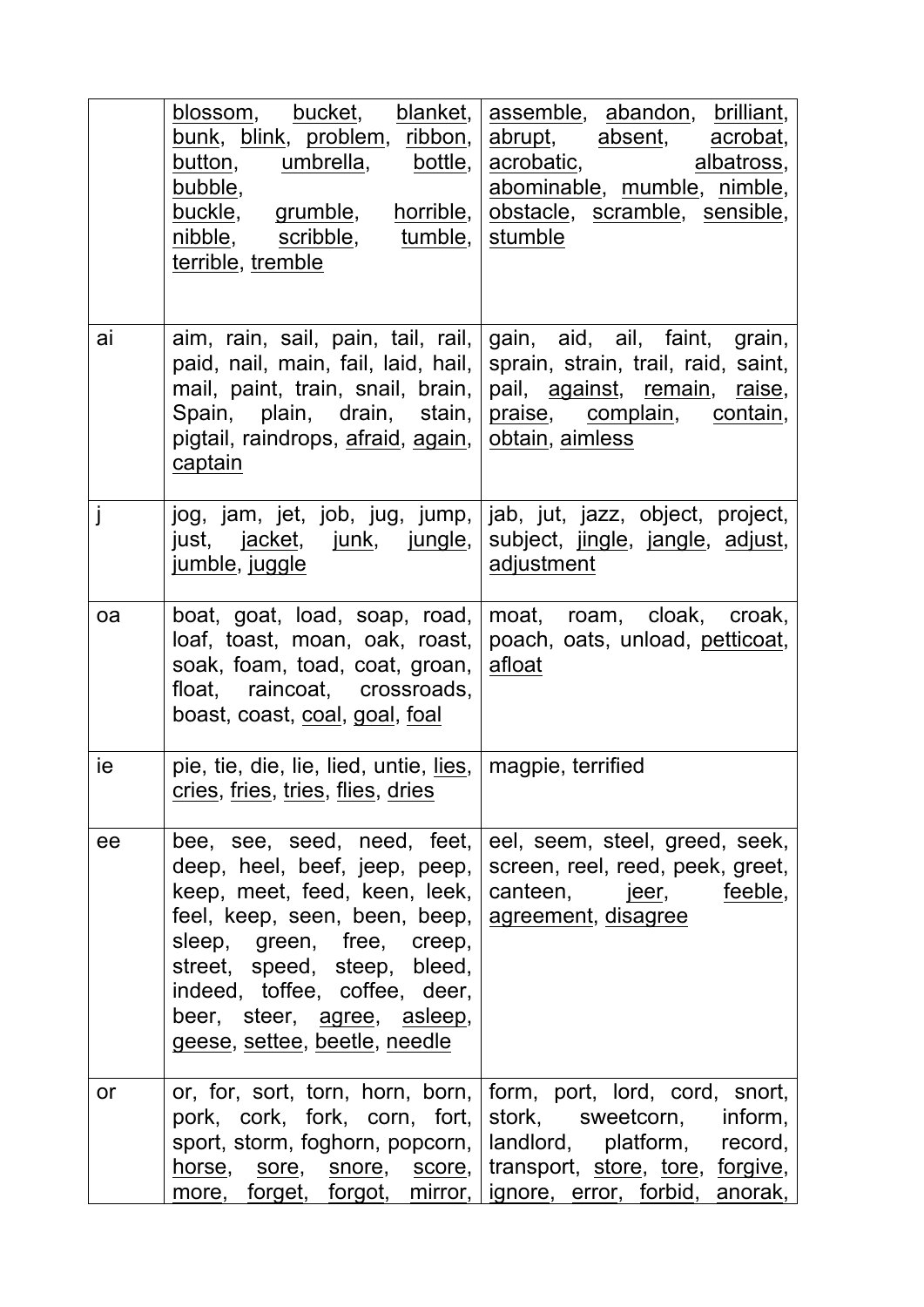| | | |
|---|---|---|
| | <u>blossom</u>, <u>bucket</u>, <u>blanket</u>, <u>bunk</u>, <u>blink</u>, <u>problem</u>, <u>ribbon</u>, <u>button</u>, <u>umbrella</u>, <u>bottle</u>, <u>bubble</u>, <u>buckle</u>, <u>grumble</u>, <u>horrible</u>, <u>nibble</u>, <u>scribble</u>, <u>tumble</u>, <u>terrible</u>, <u>tremble</u> | <u>assemble</u>, <u>abandon</u>, <u>brilliant</u>, <u>abrupt</u>, <u>absent</u>, <u>acrobat</u>, <u>acrobatic</u>, <u>albatross</u>, <u>abominable</u>, <u>mumble</u>, <u>nimble</u>, <u>obstacle</u>, <u>scramble</u>, <u>sensible</u>, <u>stumble</u> |
| ai | aim, rain, sail, pain, tail, rail, paid, nail, main, fail, laid, hail, mail, paint, train, snail, brain, Spain, plain, drain, stain, pigtail, raindrops, <u>afraid</u>, <u>again</u>, <u>captain</u> | gain, aid, ail, faint, grain, sprain, strain, trail, raid, saint, pail, <u>against</u>, <u>remain</u>, <u>raise</u>, <u>praise</u>, <u>complain</u>, <u>contain</u>, <u>obtain</u>, <u>aimless</u> |
| j | jog, jam, jet, job, jug, jump, just, <u>jacket</u>, <u>junk</u>, <u>jungle</u>, <u>jumble</u>, <u>juggle</u> | jab, jut, jazz, object, project, subject, <u>jingle</u>, <u>jangle</u>, <u>adjust</u>, <u>adjustment</u> |
| oa | boat, goat, load, soap, road, loaf, toast, moan, oak, roast, soak, foam, toad, coat, groan, float, raincoat, crossroads, boast, coast, <u>coal</u>, <u>goal</u>, <u>foal</u> | moat, roam, cloak, croak, poach, oats, unload, <u>petticoat</u>, <u>afloat</u> |
| ie | pie, tie, die, lie, lied, untie, <u>lies</u>, <u>cries</u>, <u>fries</u>, <u>tries</u>, <u>flies</u>, <u>dries</u> | magpie, terrified |
| ee | bee, see, seed, need, feet, deep, heel, beef, jeep, peep, keep, meet, feed, keen, leek, feel, keep, seen, been, beep, sleep, green, free, creep, street, speed, steep, bleed, indeed, toffee, coffee, deer, beer, steer, <u>agree</u>, <u>asleep</u>, <u>geese</u>, <u>settee</u>, <u>beetle</u>, <u>needle</u> | eel, seem, steel, greed, seek, screen, reel, reed, peek, greet, canteen, <u>jeer</u>, <u>feeble</u>, <u>agreement</u>, <u>disagree</u> |
| or | or, for, sort, torn, horn, born, pork, cork, fork, corn, fort, sport, storm, foghorn, popcorn, <u>horse</u>, <u>sore</u>, <u>snore</u>, <u>score</u>, <u>more</u>, <u>forget</u>, <u>forgot</u>, <u>mirror</u>, | form, port, lord, cord, snort, stork, sweetcorn, inform, landlord, platform, record, transport, <u>store</u>, <u>tore</u>, <u>forgive</u>, <u>ignore</u>, <u>error</u>, <u>forbid</u>, <u>anorak</u>, |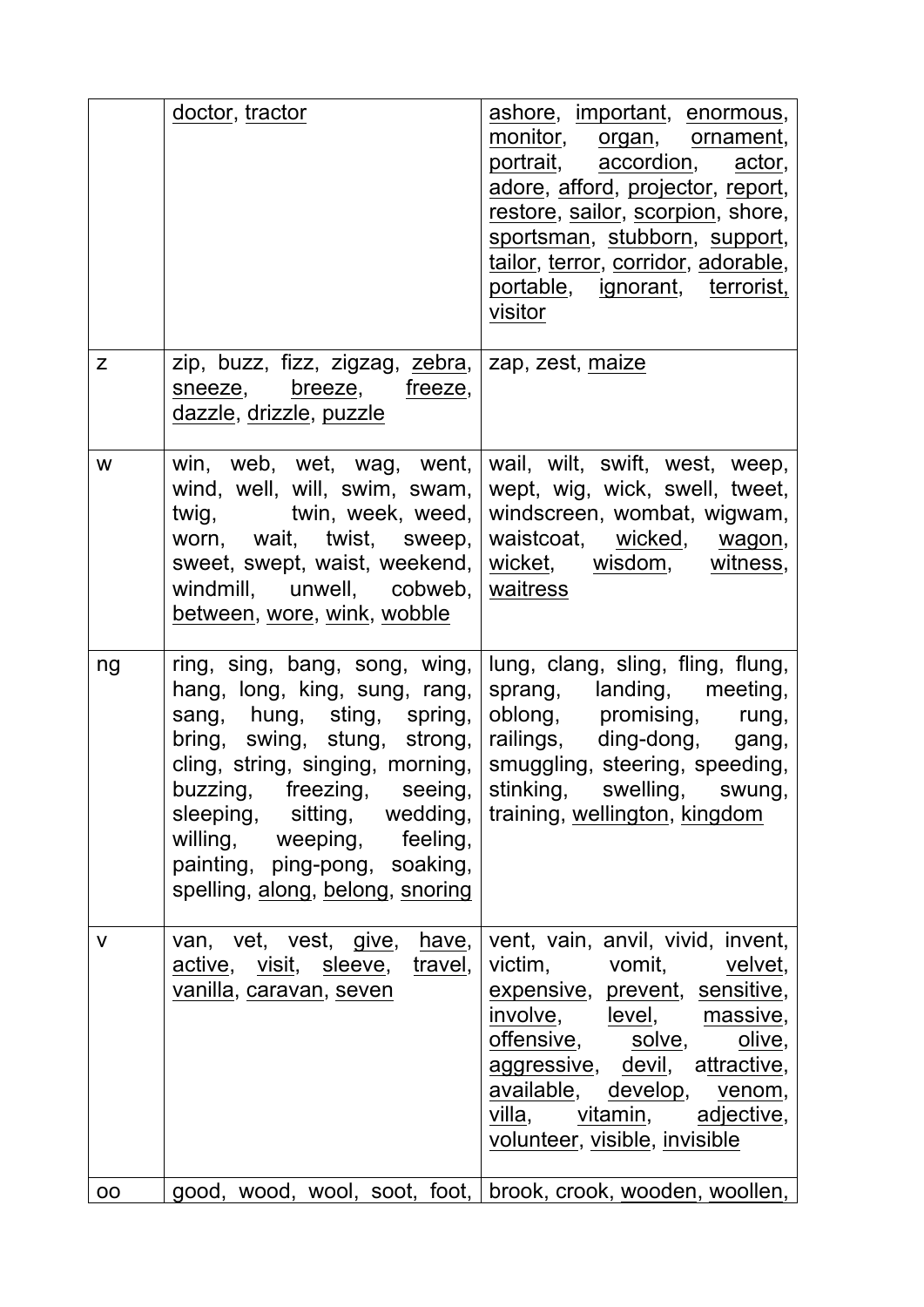|  |  |  |
|---|---|---|
|  | doctor, tractor | ashore, important, enormous, monitor, organ, ornament, portrait, accordion, actor, adore, afford, projector, report, restore, sailor, scorpion, shore, sportsman, stubborn, support, tailor, terror, corridor, adorable, portable, ignorant, terrorist, visitor |
| z | zip, buzz, fizz, zigzag, zebra, sneeze, breeze, freeze, dazzle, drizzle, puzzle | zap, zest, maize |
| w | win, web, wet, wag, went, wind, well, will, swim, swam, twig, twin, week, weed, worn, wait, twist, sweep, sweet, swept, waist, weekend, windmill, unwell, cobweb, between, wore, wink, wobble | wail, wilt, swift, west, weep, wept, wig, wick, swell, tweet, windscreen, wombat, wigwam, waistcoat, wicked, wagon, wicket, wisdom, witness, waitress |
| ng | ring, sing, bang, song, wing, hang, long, king, sung, rang, sang, hung, sting, spring, bring, swing, stung, strong, cling, string, singing, morning, buzzing, freezing, seeing, sleeping, sitting, wedding, willing, weeping, feeling, painting, ping-pong, soaking, spelling, along, belong, snoring | lung, clang, sling, fling, flung, sprang, landing, meeting, oblong, promising, rung, railings, ding-dong, gang, smuggling, steering, speeding, stinking, swelling, swung, training, wellington, kingdom |
| v | van, vet, vest, give, have, active, visit, sleeve, travel, vanilla, caravan, seven | vent, vain, anvil, vivid, invent, victim, vomit, velvet, expensive, prevent, sensitive, involve, level, massive, offensive, solve, olive, aggressive, devil, attractive, available, develop, venom, villa, vitamin, adjective, volunteer, visible, invisible |
| oo | good, wood, wool, soot, foot, | brook, crook, wooden, woollen, |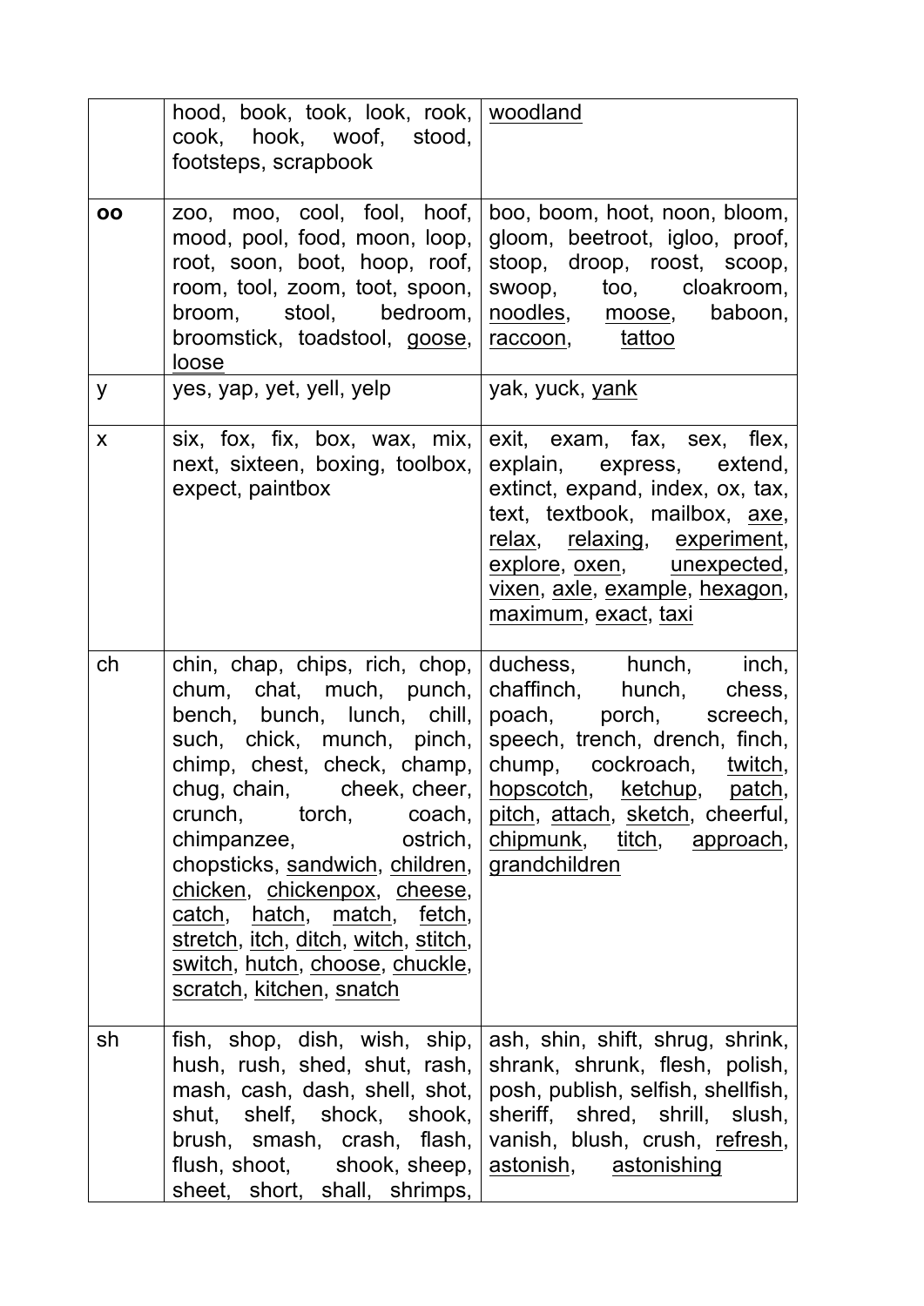| | | |
|---|---|---|
| | hood, book, took, look, rook, cook, hook, woof, stood, footsteps, scrapbook | woodland |
| **oo** | zoo, moo, cool, fool, hoof, mood, pool, food, moon, loop, root, soon, boot, hoop, roof, room, tool, zoom, toot, spoon, broom, stool, bedroom, broomstick, toadstool, goose, loose | boo, boom, hoot, noon, bloom, gloom, beetroot, igloo, proof, stoop, droop, roost, scoop, swoop, too, cloakroom, noodles, moose, baboon, raccoon, tattoo |
| y | yes, yap, yet, yell, yelp | yak, yuck, yank |
| x | six, fox, fix, box, wax, mix, next, sixteen, boxing, toolbox, expect, paintbox | exit, exam, fax, sex, flex, explain, express, extend, extinct, expand, index, ox, tax, text, textbook, mailbox, axe, relax, relaxing, experiment, explore, oxen, unexpected, vixen, axle, example, hexagon, maximum, exact, taxi |
| ch | chin, chap, chips, rich, chop, chum, chat, much, punch, bench, bunch, lunch, chill, such, chick, munch, pinch, chimp, chest, check, champ, chug, chain, cheek, cheer, crunch, torch, coach, chimpanzee, ostrich, chopsticks, sandwich, children, chicken, chickenpox, cheese, catch, hatch, match, fetch, stretch, itch, ditch, witch, stitch, switch, hutch, choose, chuckle, scratch, kitchen, snatch | duchess, hunch, inch, chaffinch, hunch, chess, poach, porch, screech, speech, trench, drench, finch, chump, cockroach, twitch, hopscotch, ketchup, patch, pitch, attach, sketch, cheerful, chipmunk, titch, approach, grandchildren |
| sh | fish, shop, dish, wish, ship, hush, rush, shed, shut, rash, mash, cash, dash, shell, shot, shut, shelf, shock, shook, brush, smash, crash, flash, flush, shoot, shook, sheep, sheet, short, shall, shrimps, | ash, shin, shift, shrug, shrink, shrank, shrunk, flesh, polish, posh, publish, selfish, shellfish, sheriff, shred, shrill, slush, vanish, blush, crush, refresh, astonish, astonishing |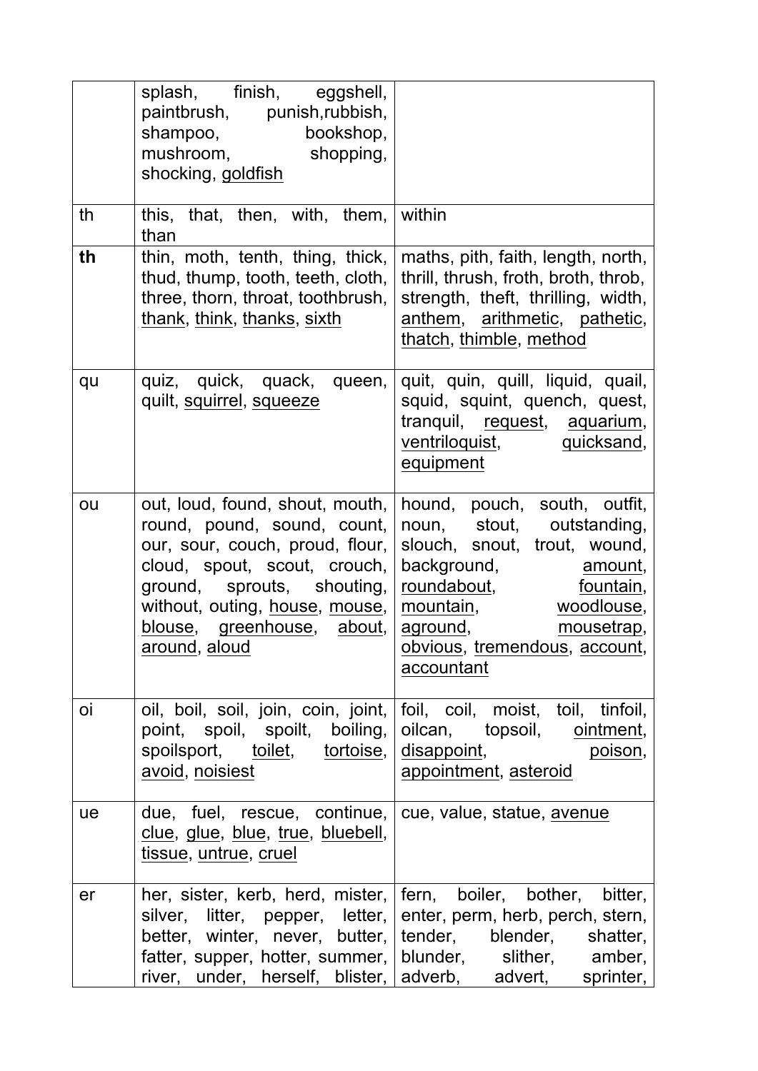| | | |
|---|---|---|
| | splash, finish, eggshell, paintbrush, punish,rubbish, shampoo, bookshop, mushroom, shopping, shocking, <u>goldfish</u> | |
| th | this, that, then, with, them, than | within |
| **th** | thin, moth, tenth, thing, thick, thud, thump, tooth, teeth, cloth, three, thorn, throat, toothbrush, <u>thank</u>, <u>think</u>, <u>thanks</u>, <u>sixth</u> | maths, pith, faith, length, north, thrill, thrush, froth, broth, throb, strength, theft, thrilling, width, <u>anthem</u>, <u>arithmetic</u>, <u>pathetic</u>, <u>thatch</u>, <u>thimble</u>, <u>method</u> |
| qu | quiz, quick, quack, queen, quilt, <u>squirrel</u>, <u>squeeze</u> | quit, quin, quill, liquid, quail, squid, squint, quench, quest, tranquil, <u>request</u>, <u>aquarium</u>, <u>ventriloquist</u>, <u>quicksand</u>, <u>equipment</u> |
| ou | out, loud, found, shout, mouth, round, pound, sound, count, our, sour, couch, proud, flour, cloud, spout, scout, crouch, ground, sprouts, shouting, without, outing, <u>house</u>, <u>mouse</u>, <u>blouse</u>, <u>greenhouse</u>, <u>about</u>, <u>around</u>, <u>aloud</u> | hound, pouch, south, outfit, noun, stout, outstanding, slouch, snout, trout, wound, background, <u>amount</u>, <u>roundabout</u>, <u>fountain</u>, <u>mountain</u>, <u>woodlouse</u>, <u>aground</u>, <u>mousetrap</u>, <u>obvious</u>, <u>tremendous</u>, <u>account</u>, <u>accountant</u> |
| oi | oil, boil, soil, join, coin, joint, point, spoil, spoilt, boiling, spoilsport, <u>toilet</u>, <u>tortoise</u>, <u>avoid</u>, <u>noisiest</u> | foil, coil, moist, toil, tinfoil, oilcan, topsoil, <u>ointment</u>, <u>disappoint</u>, <u>poison</u>, <u>appointment</u>, <u>asteroid</u> |
| ue | due, fuel, rescue, continue, <u>clue</u>, <u>glue</u>, <u>blue</u>, <u>true</u>, <u>bluebell</u>, <u>tissue</u>, <u>untrue</u>, <u>cruel</u> | cue, value, statue, <u>avenue</u> |
| er | her, sister, kerb, herd, mister, silver, litter, pepper, letter, better, winter, never, butter, fatter, supper, hotter, summer, river, under, herself, blister, | fern, boiler, bother, bitter, enter, perm, herb, perch, stern, tender, blender, shatter, blunder, slither, amber, adverb, advert, sprinter, |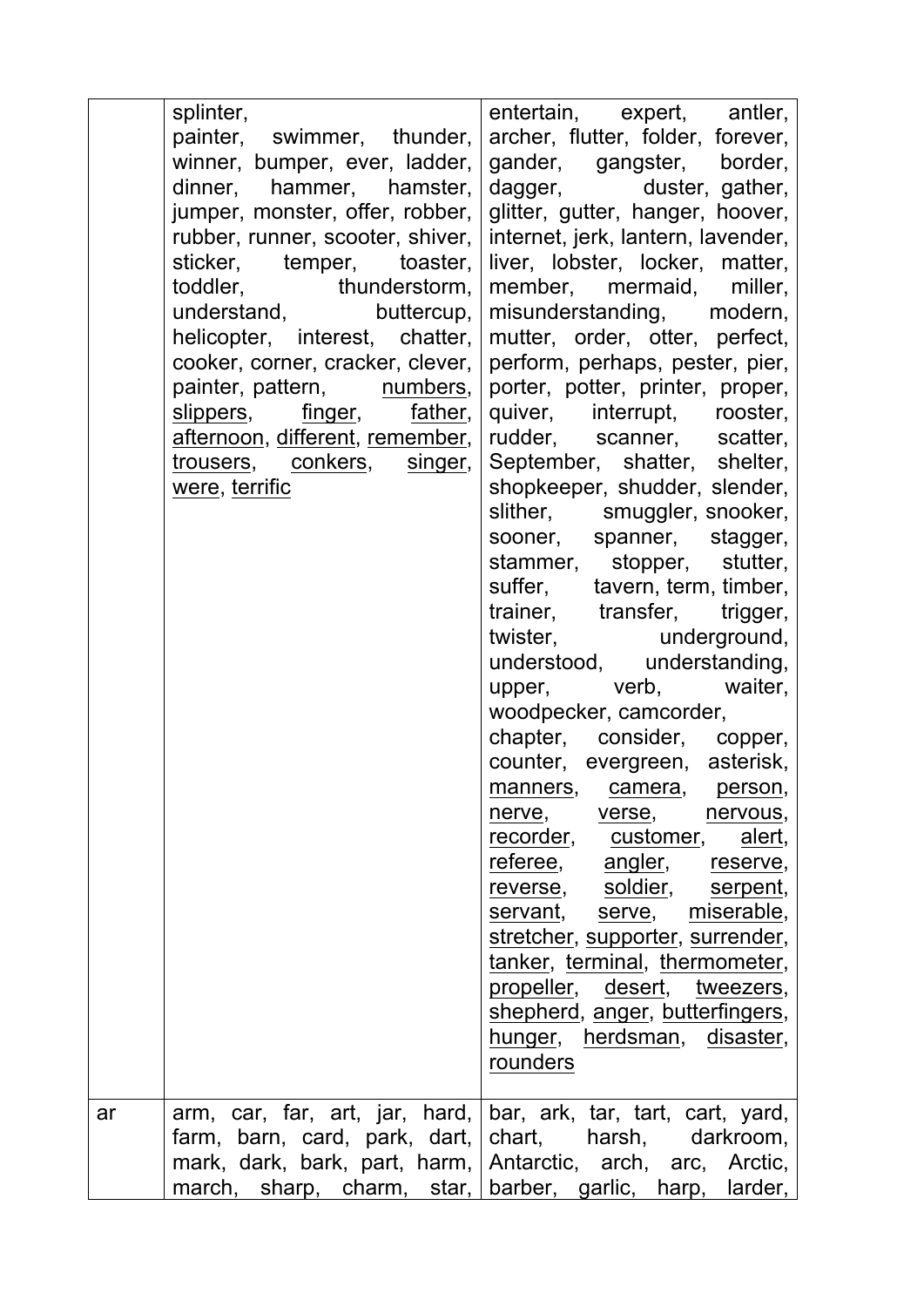| | | |
|---|---|---|
| | splinter, painter, swimmer, thunder, winner, bumper, ever, ladder, dinner, hammer, hamster, jumper, monster, offer, robber, rubber, runner, scooter, shiver, sticker, temper, toaster, toddler, thunderstorm, understand, buttercup, helicopter, interest, chatter, cooker, corner, cracker, clever, painter, pattern, <u>numbers</u>, <u>slippers</u>, <u>finger</u>, <u>father</u>, <u>afternoon</u>, <u>different</u>, <u>remember</u>, <u>trousers</u>, <u>conkers</u>, <u>singer</u>, <u>were</u>, <u>terrific</u> | entertain, expert, antler, archer, flutter, folder, forever, gander, gangster, border, dagger, duster, gather, glitter, gutter, hanger, hoover, internet, jerk, lantern, lavender, liver, lobster, locker, matter, member, mermaid, miller, misunderstanding, modern, mutter, order, otter, perfect, perform, perhaps, pester, pier, porter, potter, printer, proper, quiver, interrupt, rooster, rudder, scanner, scatter, September, shatter, shelter, shopkeeper, shudder, slender, slither, smuggler, snooker, sooner, spanner, stagger, stammer, stopper, stutter, suffer, tavern, term, timber, trainer, transfer, trigger, twister, underground, understood, understanding, upper, verb, waiter, woodpecker, camcorder, chapter, consider, copper, counter, evergreen, asterisk, <u>manners</u>, <u>camera</u>, <u>person</u>, <u>nerve</u>, <u>verse</u>, <u>nervous</u>, <u>recorder</u>, <u>customer</u>, <u>alert</u>, <u>referee</u>, <u>angler</u>, <u>reserve</u>, <u>reverse</u>, <u>soldier</u>, <u>serpent</u>, <u>servant</u>, <u>serve</u>, <u>miserable</u>, <u>stretcher</u>, <u>supporter</u>, <u>surrender</u>, <u>tanker</u>, <u>terminal</u>, <u>thermometer</u>, <u>propeller</u>, <u>desert</u>, <u>tweezers</u>, <u>shepherd</u>, <u>anger</u>, <u>butterfingers</u>, <u>hunger</u>, <u>herdsman</u>, <u>disaster</u>, <u>rounders</u> |
| ar | arm, car, far, art, jar, hard, farm, barn, card, park, dart, mark, dark, bark, part, harm, march, sharp, charm, star, | bar, ark, tar, tart, cart, yard, chart, harsh, darkroom, Antarctic, arch, arc, Arctic, barber, garlic, harp, larder, |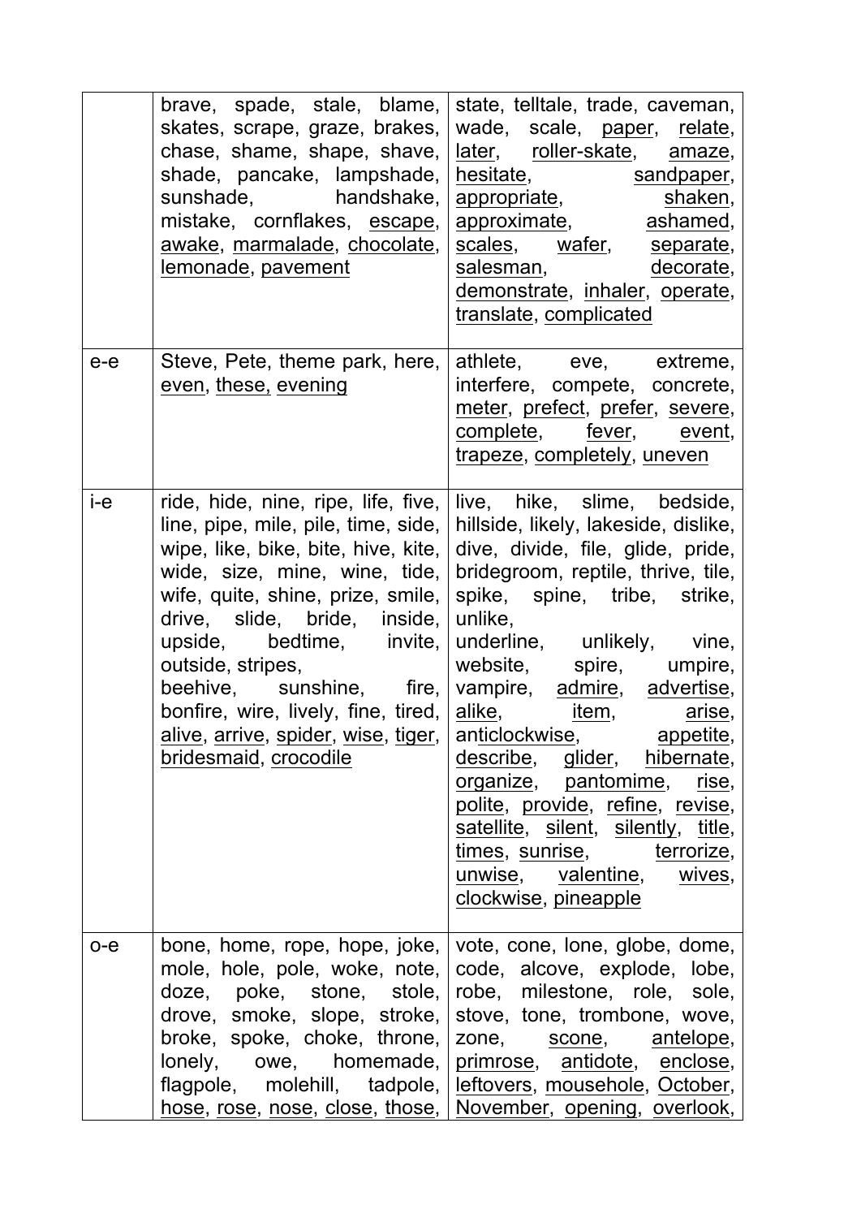|  |  |  |
|---|---|---|
|  | brave, spade, stale, blame, skates, scrape, graze, brakes, chase, shame, shape, shave, shade, pancake, lampshade, sunshade, handshake, mistake, cornflakes, escape, awake, marmalade, chocolate, lemonade, pavement | state, telltale, trade, caveman, wade, scale, paper, relate, later, roller-skate, amaze, hesitate, sandpaper, appropriate, shaken, approximate, ashamed, scales, wafer, separate, salesman, decorate, demonstrate, inhaler, operate, translate, complicated |
| e-e | Steve, Pete, theme park, here, even, these, evening | athlete, eve, extreme, interfere, compete, concrete, meter, prefect, prefer, severe, complete, fever, event, trapeze, completely, uneven |
| i-e | ride, hide, nine, ripe, life, five, line, pipe, mile, pile, time, side, wipe, like, bike, bite, hive, kite, wide, size, mine, wine, tide, wife, quite, shine, prize, smile, drive, slide, bride, inside, upside, bedtime, invite, outside, stripes, beehive, sunshine, fire, bonfire, wire, lively, fine, tired, alive, arrive, spider, wise, tiger, bridesmaid, crocodile | live, hike, slime, bedside, hillside, likely, lakeside, dislike, dive, divide, file, glide, pride, bridegroom, reptile, thrive, tile, spike, spine, tribe, strike, unlike, underline, unlikely, vine, website, spire, umpire, vampire, admire, advertise, alike, item, arise, anticlockwise, appetite, describe, glider, hibernate, organize, pantomime, rise, polite, provide, refine, revise, satellite, silent, silently, title, times, sunrise, terrorize, unwise, valentine, wives, clockwise, pineapple |
| o-e | bone, home, rope, hope, joke, mole, hole, pole, woke, note, doze, poke, stone, stole, drove, smoke, slope, stroke, broke, spoke, choke, throne, lonely, owe, homemade, flagpole, molehill, tadpole, hose, rose, nose, close, those, | vote, cone, lone, globe, dome, code, alcove, explode, lobe, robe, milestone, role, sole, stove, tone, trombone, wove, zone, scone, antelope, primrose, antidote, enclose, leftovers, mousehole, October, November, opening, overlook, |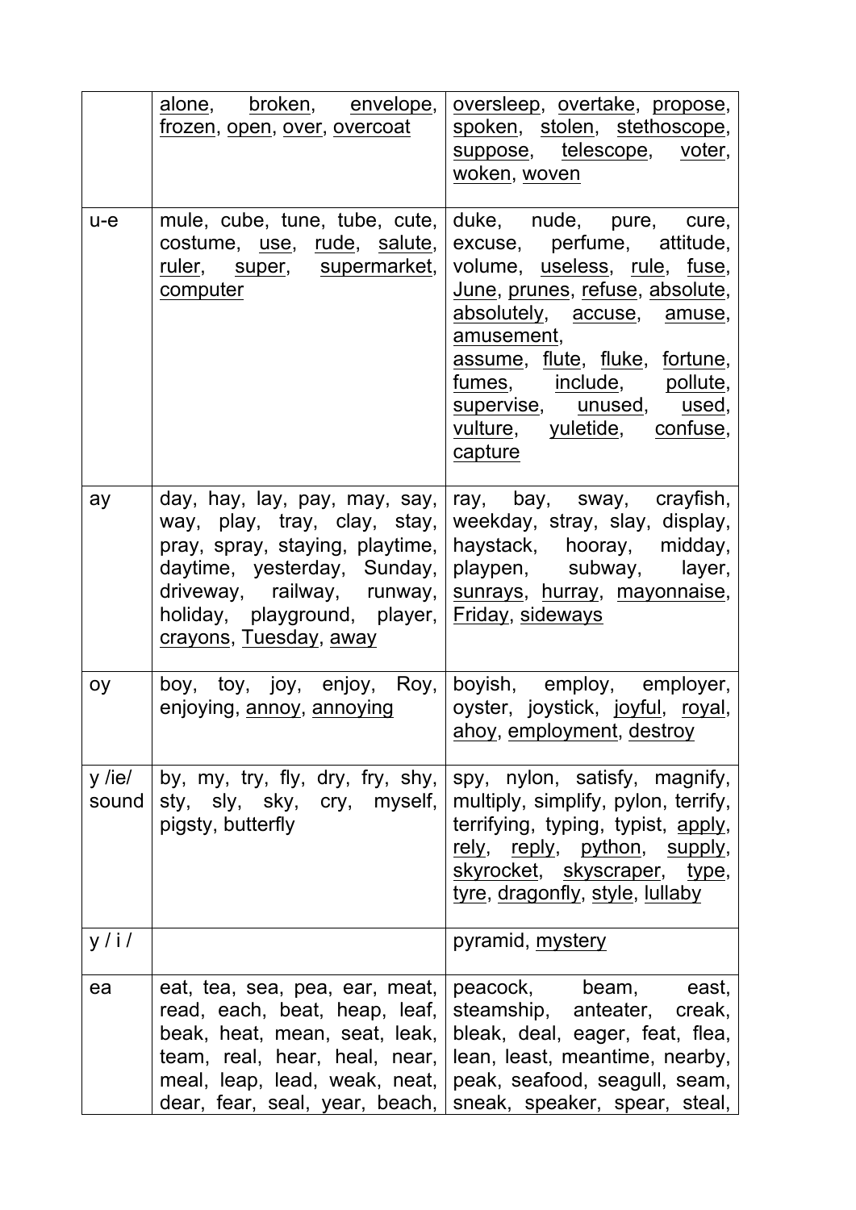| | | |
|---|---|---|
| | alone, broken, envelope, frozen, open, over, overcoat | oversleep, overtake, propose, spoken, stolen, stethoscope, suppose, telescope, voter, woken, woven |
| u-e | mule, cube, tune, tube, cute, costume, use, rude, salute, ruler, super, supermarket, computer | duke, nude, pure, cure, excuse, perfume, attitude, volume, useless, rule, fuse, June, prunes, refuse, absolute, absolutely, accuse, amuse, amusement, assume, flute, fluke, fortune, fumes, include, pollute, supervise, unused, used, vulture, yuletide, confuse, capture |
| ay | day, hay, lay, pay, may, say, way, play, tray, clay, stay, pray, spray, staying, playtime, daytime, yesterday, Sunday, driveway, railway, runway, holiday, playground, player, crayons, Tuesday, away | ray, bay, sway, crayfish, weekday, stray, slay, display, haystack, hooray, midday, playpen, subway, layer, sunrays, hurray, mayonnaise, Friday, sideways |
| oy | boy, toy, joy, enjoy, Roy, enjoying, annoy, annoying | boyish, employ, employer, oyster, joystick, joyful, royal, ahoy, employment, destroy |
| y /ie/ sound | by, my, try, fly, dry, fry, shy, sty, sly, sky, cry, myself, pigsty, butterfly | spy, nylon, satisfy, magnify, multiply, simplify, pylon, terrify, terrifying, typing, typist, apply, rely, reply, python, supply, skyrocket, skyscraper, type, tyre, dragonfly, style, lullaby |
| y / i / | | pyramid, mystery |
| ea | eat, tea, sea, pea, ear, meat, read, each, beat, heap, leaf, beak, heat, mean, seat, leak, team, real, hear, heal, near, meal, leap, lead, weak, neat, dear, fear, seal, year, beach, | peacock, beam, east, steamship, anteater, creak, bleak, deal, eager, feat, flea, lean, least, meantime, nearby, peak, seafood, seagull, seam, sneak, speaker, spear, steal, |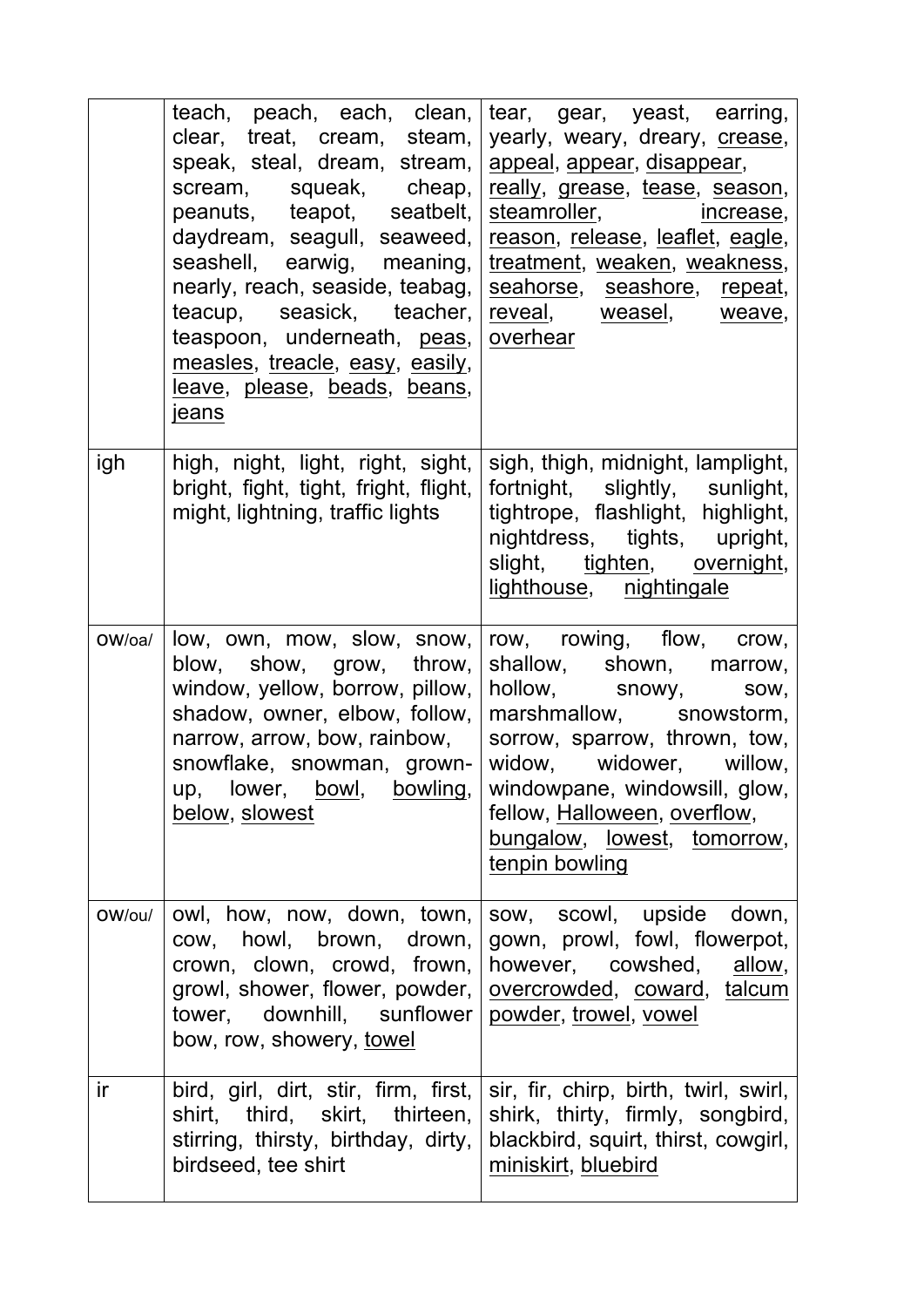| | | |
|---|---|---|
| | teach, peach, each, clean, clear, treat, cream, steam, speak, steal, dream, stream, scream, squeak, cheap, peanuts, teapot, seatbelt, daydream, seagull, seaweed, seashell, earwig, meaning, nearly, reach, seaside, teabag, teacup, seasick, teacher, teaspoon, underneath, <u>peas</u>, <u>measles</u>, <u>treacle</u>, <u>easy</u>, <u>easily</u>, <u>leave</u>, <u>please</u>, <u>beads</u>, <u>beans</u>, <u>jeans</u> | tear, gear, yeast, earring, yearly, weary, dreary, <u>crease</u>, <u>appeal</u>, <u>appear</u>, <u>disappear</u>, <u>really</u>, <u>grease</u>, <u>tease</u>, <u>season</u>, <u>steamroller</u>, <u>increase</u>, <u>reason</u>, <u>release</u>, <u>leaflet</u>, <u>eagle</u>, <u>treatment</u>, <u>weaken</u>, <u>weakness</u>, <u>seahorse</u>, <u>seashore</u>, <u>repeat</u>, <u>reveal</u>, <u>weasel</u>, <u>weave</u>, <u>overhear</u> |
| igh | high, night, light, right, sight, bright, fight, tight, fright, flight, might, lightning, traffic lights | sigh, thigh, midnight, lamplight, fortnight, slightly, sunlight, tightrope, flashlight, highlight, nightdress, tights, upright, slight, <u>tighten</u>, <u>overnight</u>, <u>lighthouse</u>, <u>nightingale</u> |
| ow/oa/ | low, own, mow, slow, snow, blow, show, grow, throw, window, yellow, borrow, pillow, shadow, owner, elbow, follow, narrow, arrow, bow, rainbow, snowflake, snowman, grown-up, lower, <u>bowl</u>, <u>bowling</u>, <u>below</u>, <u>slowest</u> | row, rowing, flow, crow, shallow, shown, marrow, hollow, snowy, sow, marshmallow, snowstorm, sorrow, sparrow, thrown, tow, widow, widower, willow, windowpane, windowsill, glow, fellow, <u>Halloween</u>, <u>overflow</u>, <u>bungalow</u>, <u>lowest</u>, <u>tomorrow</u>, <u>tenpin bowling</u> |
| ow/ou/ | owl, how, now, down, town, cow, howl, brown, drown, crown, clown, crowd, frown, growl, shower, flower, powder, tower, downhill, sunflower bow, row, showery, <u>towel</u> | sow, scowl, upside down, gown, prowl, fowl, flowerpot, however, cowshed, <u>allow</u>, <u>overcrowded</u>, <u>coward</u>, <u>talcum powder</u>, <u>trowel</u>, <u>vowel</u> |
| ir | bird, girl, dirt, stir, firm, first, shirt, third, skirt, thirteen, stirring, thirsty, birthday, dirty, birdseed, tee shirt | sir, fir, chirp, birth, twirl, swirl, shirk, thirty, firmly, songbird, blackbird, squirt, thirst, cowgirl, <u>miniskirt</u>, <u>bluebird</u> |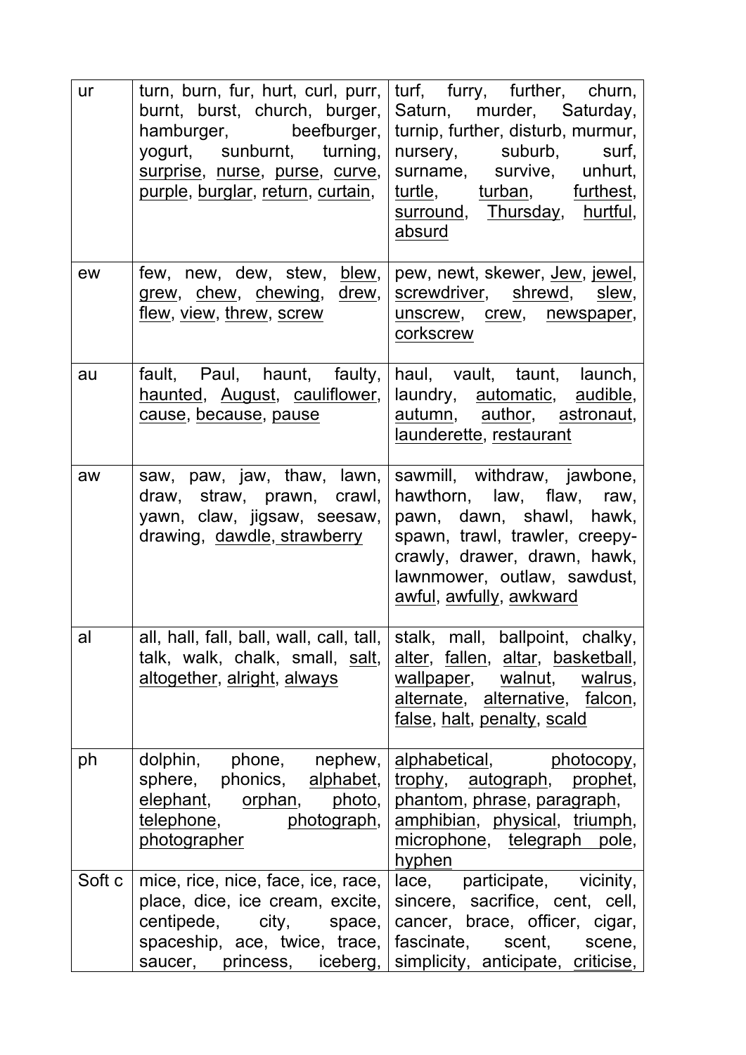| ur | turn, burn, fur, hurt, curl, purr, burnt, burst, church, burger, hamburger, beefburger, yogurt, sunburnt, turning, surprise, nurse, purse, curve, purple, burglar, return, curtain, | turf, furry, further, churn, Saturn, murder, Saturday, turnip, further, disturb, murmur, nursery, suburb, surf, surname, survive, unhurt, turtle, turban, furthest, surround, Thursday, hurtful, absurd |
|---|---|---|
| ew | few, new, dew, stew, blew, grew, chew, chewing, drew, flew, view, threw, screw | pew, newt, skewer, Jew, jewel, screwdriver, shrewd, slew, unscrew, crew, newspaper, corkscrew |
| au | fault, Paul, haunt, faulty, haunted, August, cauliflower, cause, because, pause | haul, vault, taunt, launch, laundry, automatic, audible, autumn, author, astronaut, launderette, restaurant |
| aw | saw, paw, jaw, thaw, lawn, draw, straw, prawn, crawl, yawn, claw, jigsaw, seesaw, drawing, dawdle, strawberry | sawmill, withdraw, jawbone, hawthorn, law, flaw, raw, pawn, dawn, shawl, hawk, spawn, trawl, trawler, creepy-crawly, drawer, drawn, hawk, lawnmower, outlaw, sawdust, awful, awfully, awkward |
| al | all, hall, fall, ball, wall, call, tall, talk, walk, chalk, small, salt, altogether, alright, always | stalk, mall, ballpoint, chalky, alter, fallen, altar, basketball, wallpaper, walnut, walrus, alternate, alternative, falcon, false, halt, penalty, scald |
| ph | dolphin, phone, nephew, sphere, phonics, alphabet, elephant, orphan, photo, telephone, photograph, photographer | alphabetical, photocopy, trophy, autograph, prophet, phantom, phrase, paragraph, amphibian, physical, triumph, microphone, telegraph pole, hyphen |
| Soft c | mice, rice, nice, face, ice, race, place, dice, ice cream, excite, centipede, city, space, spaceship, ace, twice, trace, saucer, princess, iceberg, | lace, participate, vicinity, sincere, sacrifice, cent, cell, cancer, brace, officer, cigar, fascinate, scent, scene, simplicity, anticipate, criticise, |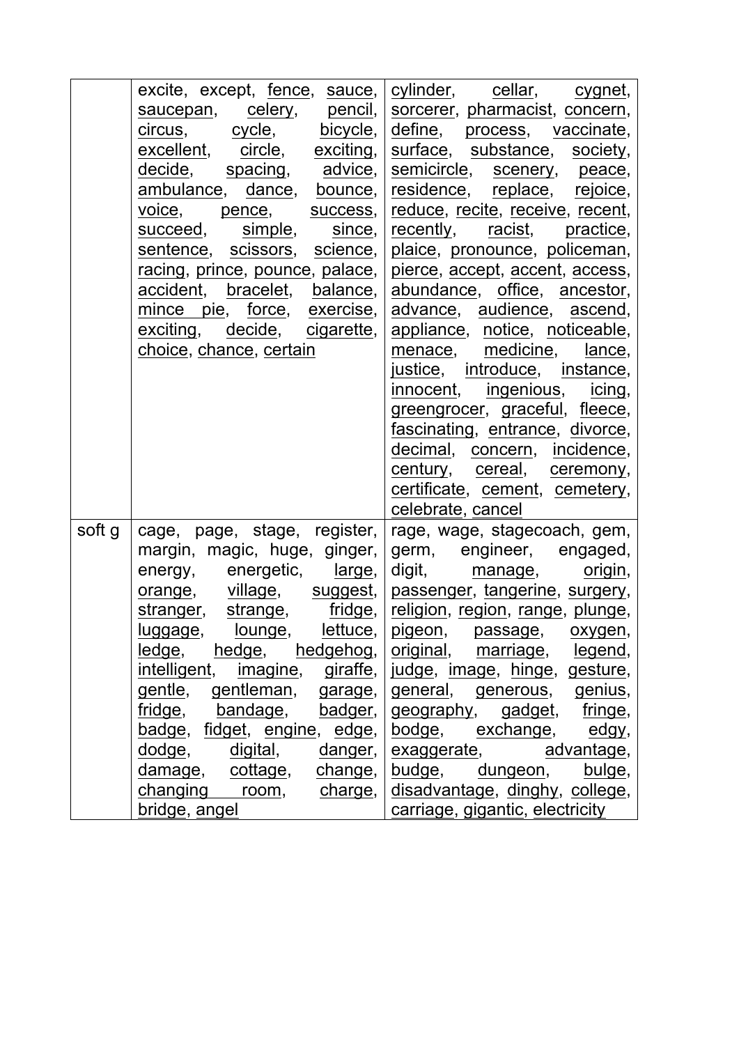| | | |
|---|---|---|
| | excite, except, fence, sauce, saucepan, celery, pencil, circus, cycle, bicycle, excellent, circle, exciting, decide, spacing, advice, ambulance, dance, bounce, voice, pence, success, succeed, simple, since, sentence, scissors, science, racing, prince, pounce, palace, accident, bracelet, balance, mince pie, force, exercise, exciting, decide, cigarette, choice, chance, certain | cylinder, cellar, cygnet, sorcerer, pharmacist, concern, define, process, vaccinate, surface, substance, society, semicircle, scenery, peace, residence, replace, rejoice, reduce, recite, receive, recent, recently, racist, practice, plaice, pronounce, policeman, pierce, accept, accent, access, abundance, office, ancestor, advance, audience, ascend, appliance, notice, noticeable, menace, medicine, lance, justice, introduce, instance, innocent, ingenious, icing, greengrocer, graceful, fleece, fascinating, entrance, divorce, decimal, concern, incidence, century, cereal, ceremony, certificate, cement, cemetery, celebrate, cancel |
| soft g | cage, page, stage, register, margin, magic, huge, ginger, energy, energetic, large, orange, village, suggest, stranger, strange, fridge, luggage, lounge, lettuce, ledge, hedge, hedgehog, intelligent, imagine, giraffe, gentle, gentleman, garage, fridge, bandage, badger, badge, fidget, engine, edge, dodge, digital, danger, damage, cottage, change, changing room, charge, bridge, angel | rage, wage, stagecoach, gem, germ, engineer, engaged, digit, manage, origin, passenger, tangerine, surgery, religion, region, range, plunge, pigeon, passage, oxygen, original, marriage, legend, judge, image, hinge, gesture, general, generous, genius, geography, gadget, fringe, bodge, exchange, edgy, exaggerate, advantage, budge, dungeon, bulge, disadvantage, dinghy, college, carriage, gigantic, electricity |